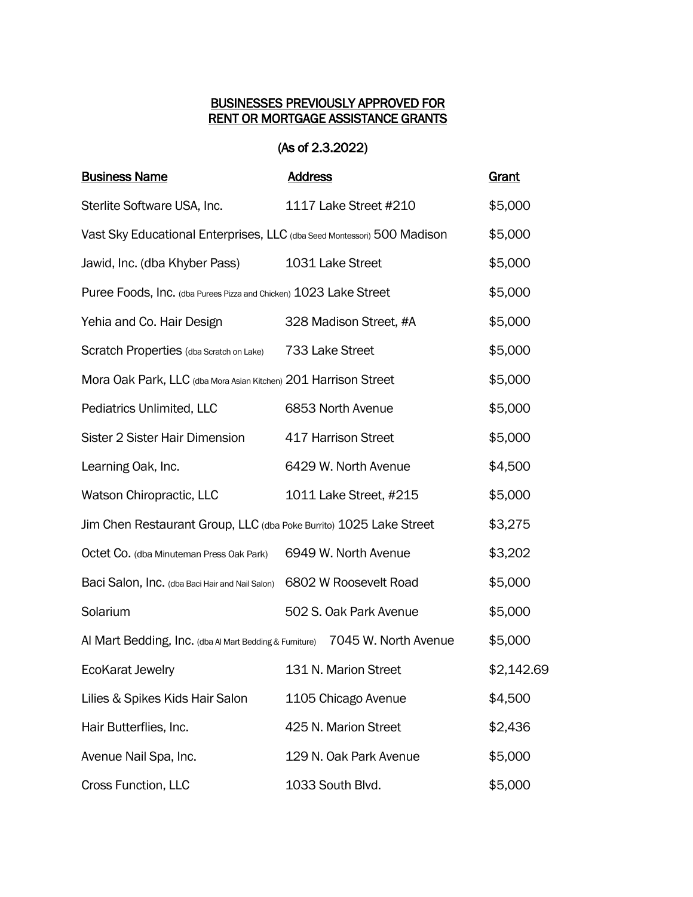# BUSINESSES PREVIOUSLY APPROVED FOR RENT OR MORTGAGE ASSISTANCE GRANTS

## (As of 2.3.2022)

| Business Name | Address | Grant |
|---|---|---|
| Sterlite Software USA, Inc. | 1117 Lake Street #210 | $5,000 |
| Vast Sky Educational Enterprises, LLC (dba Seed Montessori) | 500 Madison | $5,000 |
| Jawid, Inc. (dba Khyber Pass) | 1031 Lake Street | $5,000 |
| Puree Foods, Inc. (dba Purees Pizza and Chicken) | 1023 Lake Street | $5,000 |
| Yehia and Co. Hair Design | 328 Madison Street, #A | $5,000 |
| Scratch Properties (dba Scratch on Lake) | 733 Lake Street | $5,000 |
| Mora Oak Park, LLC (dba Mora Asian Kitchen) | 201 Harrison Street | $5,000 |
| Pediatrics Unlimited, LLC | 6853 North Avenue | $5,000 |
| Sister 2 Sister Hair Dimension | 417 Harrison Street | $5,000 |
| Learning Oak, Inc. | 6429 W. North Avenue | $4,500 |
| Watson Chiropractic, LLC | 1011 Lake Street, #215 | $5,000 |
| Jim Chen Restaurant Group, LLC (dba Poke Burrito) | 1025 Lake Street | $3,275 |
| Octet Co. (dba Minuteman Press Oak Park) | 6949 W. North Avenue | $3,202 |
| Baci Salon, Inc. (dba Baci Hair and Nail Salon) | 6802 W Roosevelt Road | $5,000 |
| Solarium | 502 S. Oak Park Avenue | $5,000 |
| Al Mart Bedding, Inc. (dba Al Mart Bedding & Furniture) | 7045 W. North Avenue | $5,000 |
| EcoKarat Jewelry | 131 N. Marion Street | $2,142.69 |
| Lilies & Spikes Kids Hair Salon | 1105 Chicago Avenue | $4,500 |
| Hair Butterflies, Inc. | 425 N. Marion Street | $2,436 |
| Avenue Nail Spa, Inc. | 129 N. Oak Park Avenue | $5,000 |
| Cross Function, LLC | 1033 South Blvd. | $5,000 |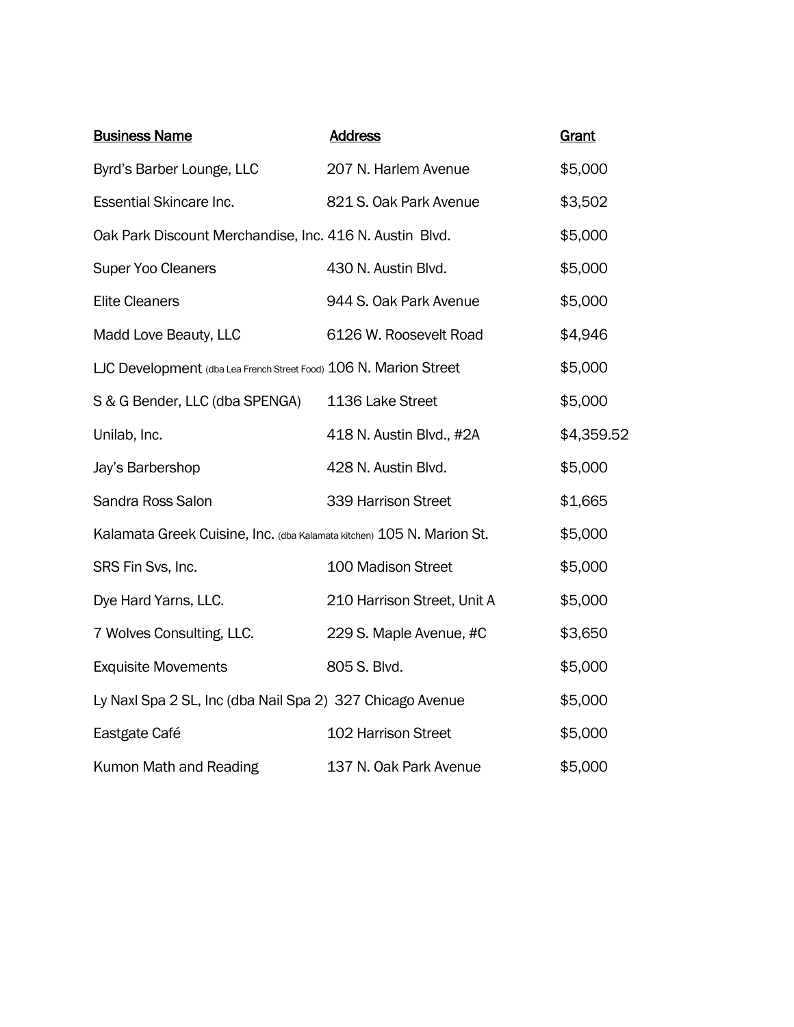| Business Name | Address | Grant |
|---|---|---|
| Byrd's Barber Lounge, LLC | 207 N. Harlem Avenue | $5,000 |
| Essential Skincare Inc. | 821 S. Oak Park Avenue | $3,502 |
| Oak Park Discount Merchandise, Inc. | 416 N. Austin Blvd. | $5,000 |
| Super Yoo Cleaners | 430 N. Austin Blvd. | $5,000 |
| Elite Cleaners | 944 S. Oak Park Avenue | $5,000 |
| Madd Love Beauty, LLC | 6126 W. Roosevelt Road | $4,946 |
| LJC Development (dba Lea French Street Food) | 106 N. Marion Street | $5,000 |
| S & G Bender, LLC (dba SPENGA) | 1136 Lake Street | $5,000 |
| Unilab, Inc. | 418 N. Austin Blvd., #2A | $4,359.52 |
| Jay's Barbershop | 428 N. Austin Blvd. | $5,000 |
| Sandra Ross Salon | 339 Harrison Street | $1,665 |
| Kalamata Greek Cuisine, Inc. (dba Kalamata kitchen) | 105 N. Marion St. | $5,000 |
| SRS Fin Svs, Inc. | 100 Madison Street | $5,000 |
| Dye Hard Yarns, LLC. | 210 Harrison Street, Unit A | $5,000 |
| 7 Wolves Consulting, LLC. | 229 S. Maple Avenue, #C | $3,650 |
| Exquisite Movements | 805 S. Blvd. | $5,000 |
| Ly Naxl Spa 2 SL, Inc (dba Nail Spa 2) | 327 Chicago Avenue | $5,000 |
| Eastgate Café | 102 Harrison Street | $5,000 |
| Kumon Math and Reading | 137 N. Oak Park Avenue | $5,000 |